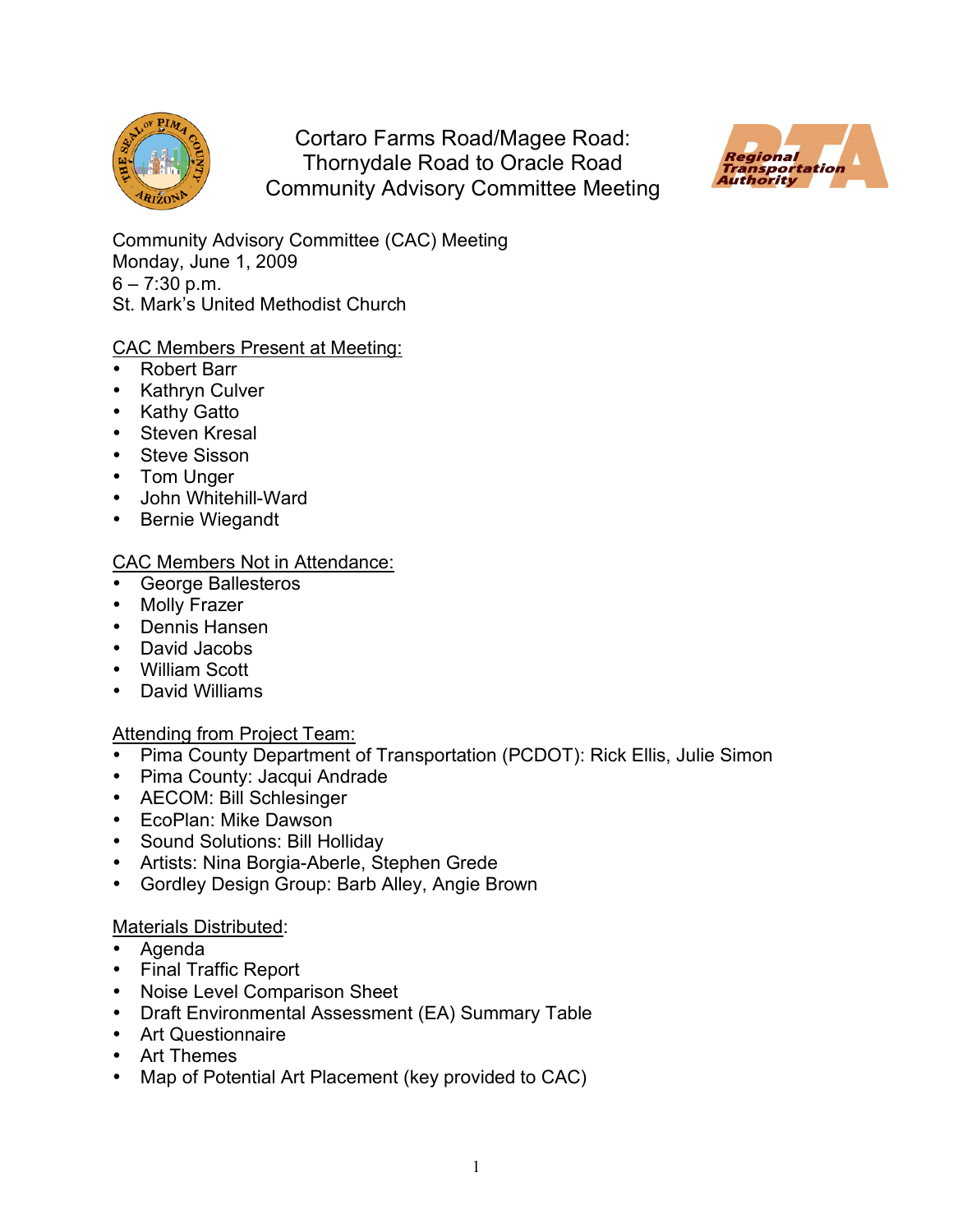# Cortaro Farms Road/Magee Road: Thornydale Road to Oracle Road Community Advisory Committee Meeting

Regional Transportation Authority

Community Advisory Committee (CAC) Meeting
Monday, June 1, 2009
6 – 7:30 p.m.
St. Mark's United Methodist Church

CAC Members Present at Meeting:

- Robert Barr
- Kathryn Culver
- Kathy Gatto
- Steven Kresal
- Steve Sisson
- Tom Unger
- John Whitehill-Ward
- Bernie Wiegandt

CAC Members Not in Attendance:

- George Ballesteros
- Molly Frazer
- Dennis Hansen
- David Jacobs
- William Scott
- David Williams

Attending from Project Team:

- Pima County Department of Transportation (PCDOT): Rick Ellis, Julie Simon
- Pima County: Jacqui Andrade
- AECOM: Bill Schlesinger
- EcoPlan: Mike Dawson
- Sound Solutions: Bill Holliday
- Artists: Nina Borgia-Aberle, Stephen Grede
- Gordley Design Group: Barb Alley, Angie Brown

Materials Distributed:

- Agenda
- Final Traffic Report
- Noise Level Comparison Sheet
- Draft Environmental Assessment (EA) Summary Table
- Art Questionnaire
- Art Themes
- Map of Potential Art Placement (key provided to CAC)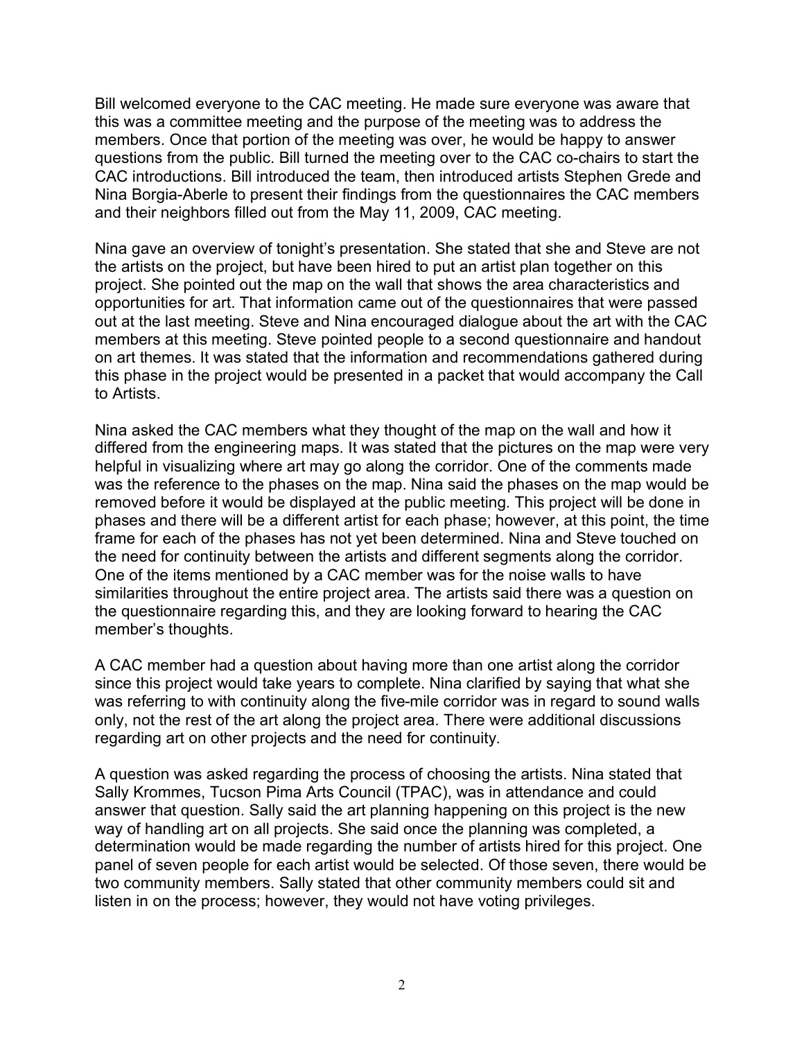Bill welcomed everyone to the CAC meeting. He made sure everyone was aware that this was a committee meeting and the purpose of the meeting was to address the members. Once that portion of the meeting was over, he would be happy to answer questions from the public. Bill turned the meeting over to the CAC co-chairs to start the CAC introductions. Bill introduced the team, then introduced artists Stephen Grede and Nina Borgia-Aberle to present their findings from the questionnaires the CAC members and their neighbors filled out from the May 11, 2009, CAC meeting.

Nina gave an overview of tonight's presentation. She stated that she and Steve are not the artists on the project, but have been hired to put an artist plan together on this project. She pointed out the map on the wall that shows the area characteristics and opportunities for art. That information came out of the questionnaires that were passed out at the last meeting. Steve and Nina encouraged dialogue about the art with the CAC members at this meeting. Steve pointed people to a second questionnaire and handout on art themes. It was stated that the information and recommendations gathered during this phase in the project would be presented in a packet that would accompany the Call to Artists.

Nina asked the CAC members what they thought of the map on the wall and how it differed from the engineering maps. It was stated that the pictures on the map were very helpful in visualizing where art may go along the corridor. One of the comments made was the reference to the phases on the map. Nina said the phases on the map would be removed before it would be displayed at the public meeting. This project will be done in phases and there will be a different artist for each phase; however, at this point, the time frame for each of the phases has not yet been determined. Nina and Steve touched on the need for continuity between the artists and different segments along the corridor. One of the items mentioned by a CAC member was for the noise walls to have similarities throughout the entire project area. The artists said there was a question on the questionnaire regarding this, and they are looking forward to hearing the CAC member's thoughts.

A CAC member had a question about having more than one artist along the corridor since this project would take years to complete. Nina clarified by saying that what she was referring to with continuity along the five-mile corridor was in regard to sound walls only, not the rest of the art along the project area. There were additional discussions regarding art on other projects and the need for continuity.

A question was asked regarding the process of choosing the artists. Nina stated that Sally Krommes, Tucson Pima Arts Council (TPAC), was in attendance and could answer that question. Sally said the art planning happening on this project is the new way of handling art on all projects. She said once the planning was completed, a determination would be made regarding the number of artists hired for this project. One panel of seven people for each artist would be selected. Of those seven, there would be two community members. Sally stated that other community members could sit and listen in on the process; however, they would not have voting privileges.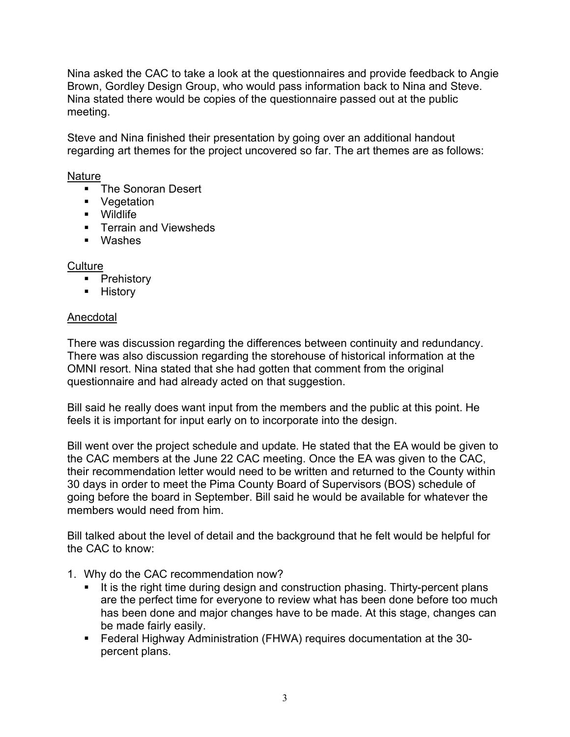Nina asked the CAC to take a look at the questionnaires and provide feedback to Angie Brown, Gordley Design Group, who would pass information back to Nina and Steve. Nina stated there would be copies of the questionnaire passed out at the public meeting.

Steve and Nina finished their presentation by going over an additional handout regarding art themes for the project uncovered so far. The art themes are as follows:

<u>Nature</u>

- The Sonoran Desert
- Vegetation
- Wildlife
- Terrain and Viewsheds
- Washes

<u>Culture</u>

- Prehistory
- History

<u>Anecdotal</u>

There was discussion regarding the differences between continuity and redundancy. There was also discussion regarding the storehouse of historical information at the OMNI resort. Nina stated that she had gotten that comment from the original questionnaire and had already acted on that suggestion.

Bill said he really does want input from the members and the public at this point. He feels it is important for input early on to incorporate into the design.

Bill went over the project schedule and update. He stated that the EA would be given to the CAC members at the June 22 CAC meeting. Once the EA was given to the CAC, their recommendation letter would need to be written and returned to the County within 30 days in order to meet the Pima County Board of Supervisors (BOS) schedule of going before the board in September. Bill said he would be available for whatever the members would need from him.

Bill talked about the level of detail and the background that he felt would be helpful for the CAC to know:

1. Why do the CAC recommendation now?
   - It is the right time during design and construction phasing. Thirty-percent plans are the perfect time for everyone to review what has been done before too much has been done and major changes have to be made. At this stage, changes can be made fairly easily.
   - Federal Highway Administration (FHWA) requires documentation at the 30-percent plans.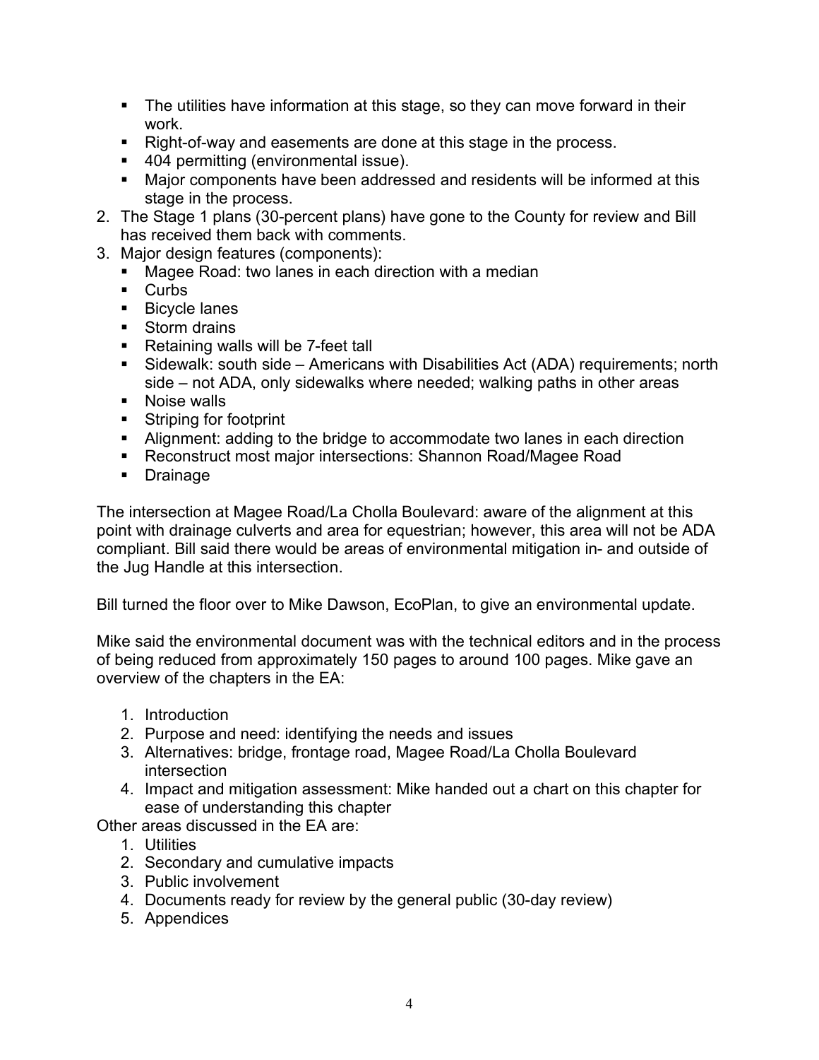- The utilities have information at this stage, so they can move forward in their work.
- Right-of-way and easements are done at this stage in the process.
- 404 permitting (environmental issue).
- Major components have been addressed and residents will be informed at this stage in the process.

2. The Stage 1 plans (30-percent plans) have gone to the County for review and Bill has received them back with comments.
3. Major design features (components):
   - Magee Road: two lanes in each direction with a median
   - Curbs
   - Bicycle lanes
   - Storm drains
   - Retaining walls will be 7-feet tall
   - Sidewalk: south side – Americans with Disabilities Act (ADA) requirements; north side – not ADA, only sidewalks where needed; walking paths in other areas
   - Noise walls
   - Striping for footprint
   - Alignment: adding to the bridge to accommodate two lanes in each direction
   - Reconstruct most major intersections: Shannon Road/Magee Road
   - Drainage

The intersection at Magee Road/La Cholla Boulevard: aware of the alignment at this point with drainage culverts and area for equestrian; however, this area will not be ADA compliant. Bill said there would be areas of environmental mitigation in- and outside of the Jug Handle at this intersection.

Bill turned the floor over to Mike Dawson, EcoPlan, to give an environmental update.

Mike said the environmental document was with the technical editors and in the process of being reduced from approximately 150 pages to around 100 pages. Mike gave an overview of the chapters in the EA:

1. Introduction
2. Purpose and need: identifying the needs and issues
3. Alternatives: bridge, frontage road, Magee Road/La Cholla Boulevard intersection
4. Impact and mitigation assessment: Mike handed out a chart on this chapter for ease of understanding this chapter

Other areas discussed in the EA are:

1. Utilities
2. Secondary and cumulative impacts
3. Public involvement
4. Documents ready for review by the general public (30-day review)
5. Appendices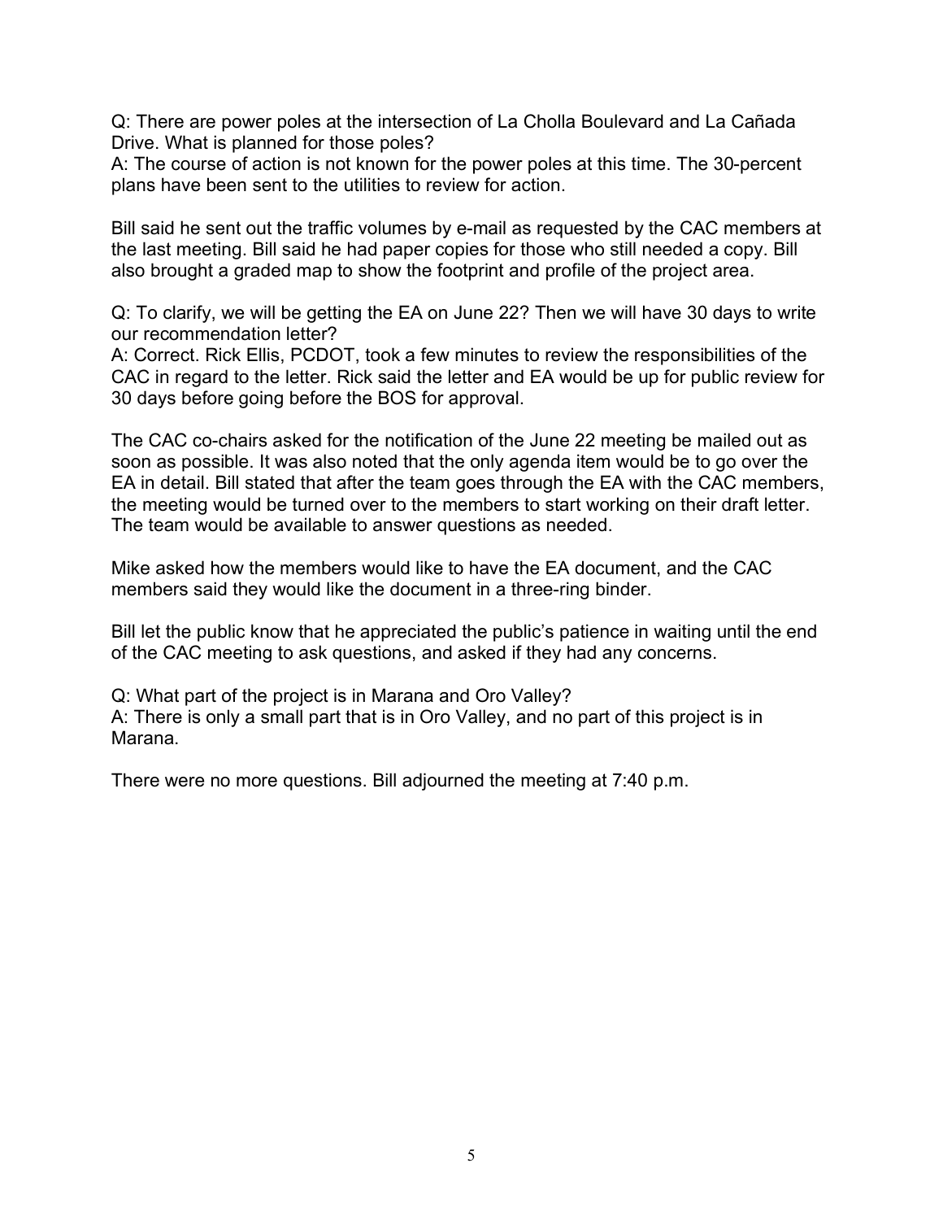Q: There are power poles at the intersection of La Cholla Boulevard and La Cañada Drive. What is planned for those poles?
A: The course of action is not known for the power poles at this time. The 30-percent plans have been sent to the utilities to review for action.

Bill said he sent out the traffic volumes by e-mail as requested by the CAC members at the last meeting. Bill said he had paper copies for those who still needed a copy. Bill also brought a graded map to show the footprint and profile of the project area.

Q: To clarify, we will be getting the EA on June 22? Then we will have 30 days to write our recommendation letter?
A: Correct. Rick Ellis, PCDOT, took a few minutes to review the responsibilities of the CAC in regard to the letter. Rick said the letter and EA would be up for public review for 30 days before going before the BOS for approval.

The CAC co-chairs asked for the notification of the June 22 meeting be mailed out as soon as possible. It was also noted that the only agenda item would be to go over the EA in detail. Bill stated that after the team goes through the EA with the CAC members, the meeting would be turned over to the members to start working on their draft letter. The team would be available to answer questions as needed.

Mike asked how the members would like to have the EA document, and the CAC members said they would like the document in a three-ring binder.

Bill let the public know that he appreciated the public's patience in waiting until the end of the CAC meeting to ask questions, and asked if they had any concerns.

Q: What part of the project is in Marana and Oro Valley?
A: There is only a small part that is in Oro Valley, and no part of this project is in Marana.

There were no more questions. Bill adjourned the meeting at 7:40 p.m.